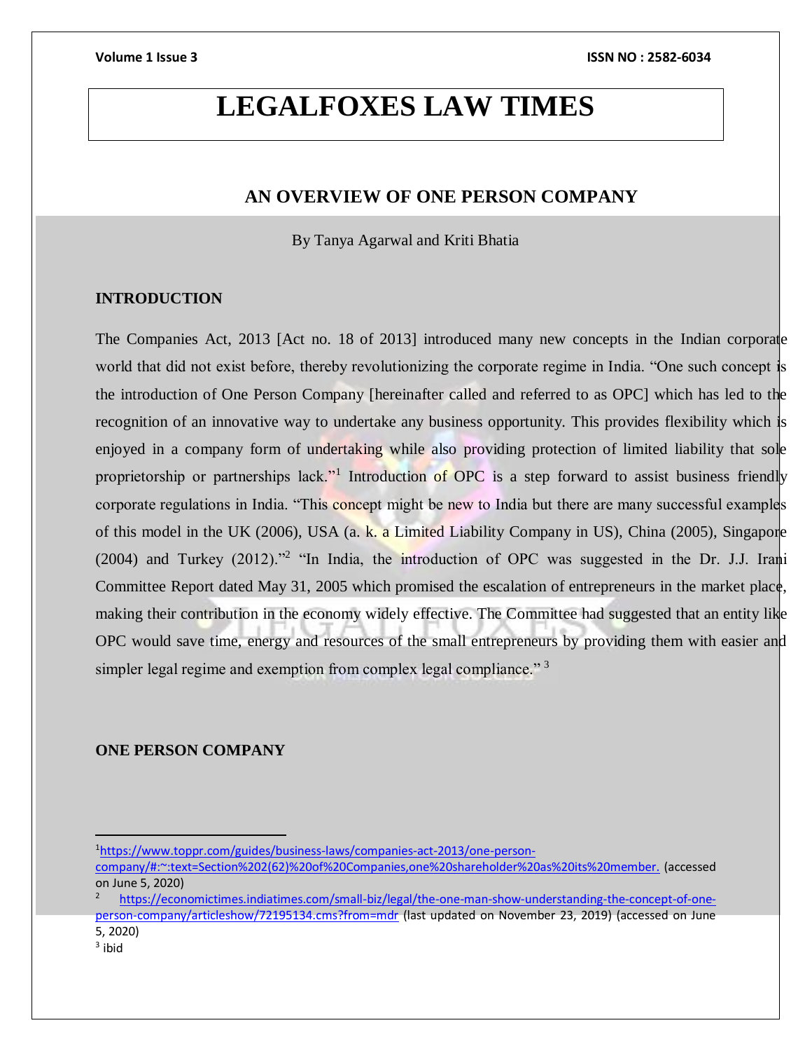# LEGALFOXES LAW TIMES

## AN OVERVIEW OF ONE PERSON COMPANY

By Tanya Agarwal and Kriti Bhatia

### INTRODUCTION

The Companies Act, 2013 [Act no. 18 of 2013] introduced many new concepts in the Indian corporate world that did not exist before, thereby revolutionizing the corporate regime in India. "One such concept is the introduction of One Person Company [hereinafter called and referred to as OPC] which has led to the recognition of an innovative way to undertake any business opportunity. This provides flexibility which is enjoyed in a company form of undertaking while also providing protection of limited liability that sole proprietorship or partnerships lack."[1] Introduction of OPC is a step forward to assist business friendly corporate regulations in India. "This concept might be new to India but there are many successful examples of this model in the UK (2006), USA (a. k. a Limited Liability Company in US), China (2005), Singapore (2004) and Turkey (2012)."[2] "In India, the introduction of OPC was suggested in the Dr. J.J. Irani Committee Report dated May 31, 2005 which promised the escalation of entrepreneurs in the market place, making their contribution in the economy widely effective. The Committee had suggested that an entity like OPC would save time, energy and resources of the small entrepreneurs by providing them with easier and simpler legal regime and exemption from complex legal compliance." [3]

### ONE PERSON COMPANY

---

[1] https://www.toppr.com/guides/business-laws/companies-act-2013/one-person-company/#:~:text=Section%202(62)%20of%20Companies,one%20shareholder%20as%20its%20member. (accessed on June 5, 2020)

[2] https://economictimes.indiatimes.com/small-biz/legal/the-one-man-show-understanding-the-concept-of-one-person-company/articleshow/72195134.cms?from=mdr (last updated on November 23, 2019) (accessed on June 5, 2020)

[3] ibid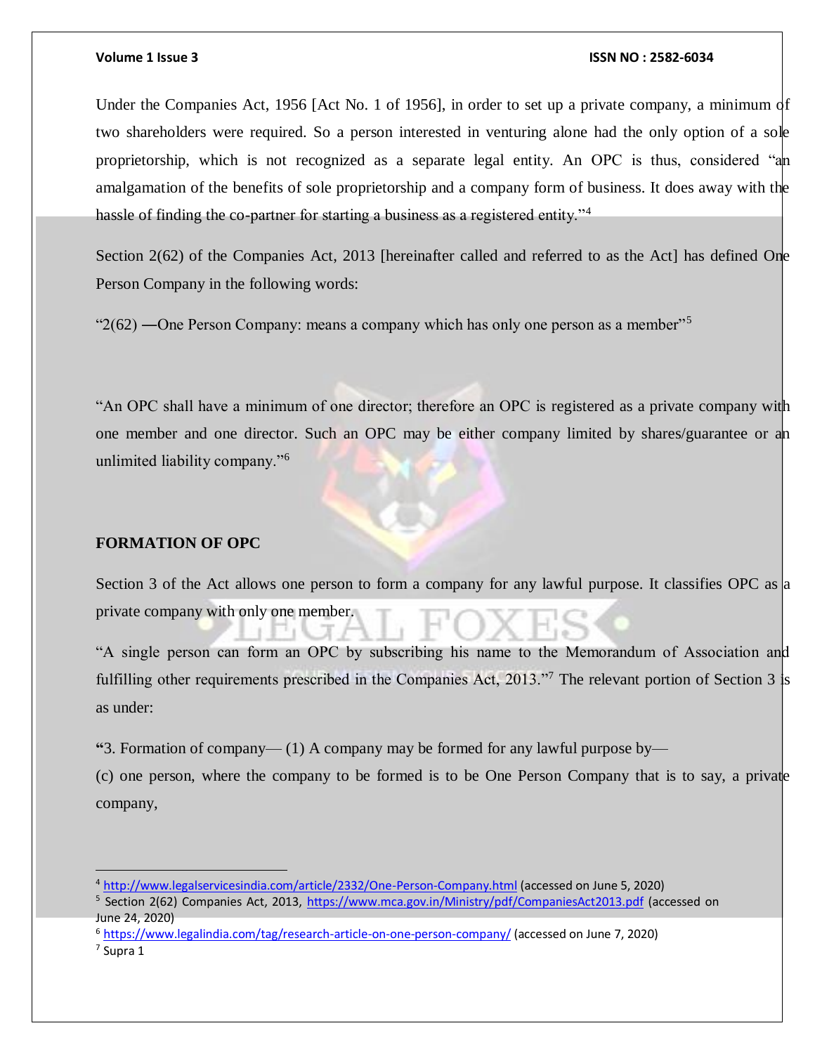Under the Companies Act, 1956 [Act No. 1 of 1956], in order to set up a private company, a minimum of two shareholders were required. So a person interested in venturing alone had the only option of a sole proprietorship, which is not recognized as a separate legal entity. An OPC is thus, considered "an amalgamation of the benefits of sole proprietorship and a company form of business. It does away with the hassle of finding the co-partner for starting a business as a registered entity."[4]

Section 2(62) of the Companies Act, 2013 [hereinafter called and referred to as the Act] has defined One Person Company in the following words:

"2(62) —One Person Company: means a company which has only one person as a member"[5]

"An OPC shall have a minimum of one director; therefore an OPC is registered as a private company with one member and one director. Such an OPC may be either company limited by shares/guarantee or an unlimited liability company."[6]

## FORMATION OF OPC

Section 3 of the Act allows one person to form a company for any lawful purpose. It classifies OPC as a private company with only one member.

"A single person can form an OPC by subscribing his name to the Memorandum of Association and fulfilling other requirements prescribed in the Companies Act, 2013."[7] The relevant portion of Section 3 is as under:

**"**3. Formation of company— (1) A company may be formed for any lawful purpose by—
(c) one person, where the company to be formed is to be One Person Company that is to say, a private company,

---

[4] http://www.legalservicesindia.com/article/2332/One-Person-Company.html (accessed on June 5, 2020)
[5] Section 2(62) Companies Act, 2013, https://www.mca.gov.in/Ministry/pdf/CompaniesAct2013.pdf (accessed on June 24, 2020)
[6] https://www.legalindia.com/tag/research-article-on-one-person-company/ (accessed on June 7, 2020)
[7] Supra 1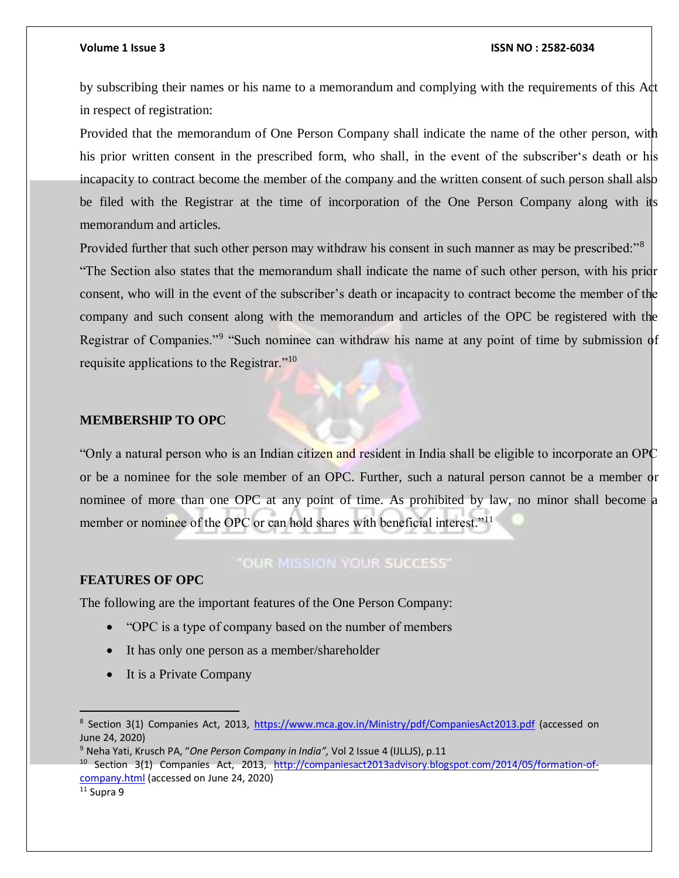by subscribing their names or his name to a memorandum and complying with the requirements of this Act in respect of registration:

Provided that the memorandum of One Person Company shall indicate the name of the other person, with his prior written consent in the prescribed form, who shall, in the event of the subscriber's death or his incapacity to contract become the member of the company and the written consent of such person shall also be filed with the Registrar at the time of incorporation of the One Person Company along with its memorandum and articles.

Provided further that such other person may withdraw his consent in such manner as may be prescribed:"[8]

"The Section also states that the memorandum shall indicate the name of such other person, with his prior consent, who will in the event of the subscriber's death or incapacity to contract become the member of the company and such consent along with the memorandum and articles of the OPC be registered with the Registrar of Companies."[9] "Such nominee can withdraw his name at any point of time by submission of requisite applications to the Registrar."[10]

## MEMBERSHIP TO OPC

"Only a natural person who is an Indian citizen and resident in India shall be eligible to incorporate an OPC or be a nominee for the sole member of an OPC. Further, such a natural person cannot be a member or nominee of more than one OPC at any point of time. As prohibited by law, no minor shall become a member or nominee of the OPC or can hold shares with beneficial interest."[11]

## FEATURES OF OPC

The following are the important features of the One Person Company:

- "OPC is a type of company based on the number of members
- It has only one person as a member/shareholder
- It is a Private Company

---

[8] Section 3(1) Companies Act, 2013, https://www.mca.gov.in/Ministry/pdf/CompaniesAct2013.pdf (accessed on June 24, 2020)

[9] Neha Yati, Krusch PA, "*One Person Company in India",* Vol 2 Issue 4 (IJLLJS), p.11

[10] Section 3(1) Companies Act, 2013, http://companiesact2013advisory.blogspot.com/2014/05/formation-of-company.html (accessed on June 24, 2020)

[11] Supra 9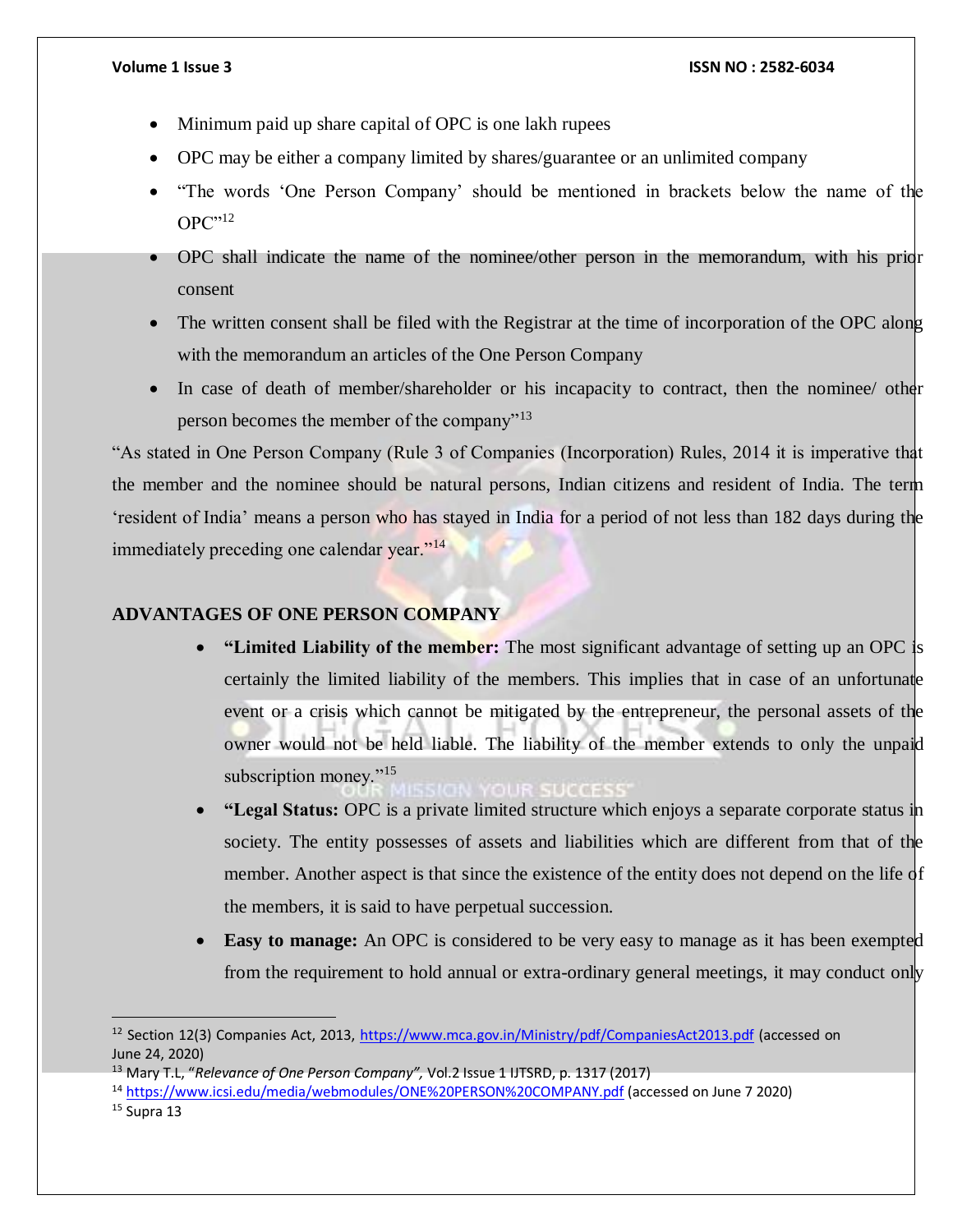- Minimum paid up share capital of OPC is one lakh rupees
- OPC may be either a company limited by shares/guarantee or an unlimited company
- "The words 'One Person Company' should be mentioned in brackets below the name of the OPC"[12]
- OPC shall indicate the name of the nominee/other person in the memorandum, with his prior consent
- The written consent shall be filed with the Registrar at the time of incorporation of the OPC along with the memorandum an articles of the One Person Company
- In case of death of member/shareholder or his incapacity to contract, then the nominee/ other person becomes the member of the company"[13]

"As stated in One Person Company (Rule 3 of Companies (Incorporation) Rules, 2014 it is imperative that the member and the nominee should be natural persons, Indian citizens and resident of India. The term 'resident of India' means a person who has stayed in India for a period of not less than 182 days during the immediately preceding one calendar year."[14]

## ADVANTAGES OF ONE PERSON COMPANY

- **"Limited Liability of the member:** The most significant advantage of setting up an OPC is certainly the limited liability of the members. This implies that in case of an unfortunate event or a crisis which cannot be mitigated by the entrepreneur, the personal assets of the owner would not be held liable. The liability of the member extends to only the unpaid subscription money."[15]
- **"Legal Status:** OPC is a private limited structure which enjoys a separate corporate status in society. The entity possesses of assets and liabilities which are different from that of the member. Another aspect is that since the existence of the entity does not depend on the life of the members, it is said to have perpetual succession.
- **Easy to manage:** An OPC is considered to be very easy to manage as it has been exempted from the requirement to hold annual or extra-ordinary general meetings, it may conduct only

---

[12] Section 12(3) Companies Act, 2013, https://www.mca.gov.in/Ministry/pdf/CompaniesAct2013.pdf (accessed on June 24, 2020)

[13] Mary T.L, "*Relevance of One Person Company",* Vol.2 Issue 1 IJTSRD, p. 1317 (2017)

[14] https://www.icsi.edu/media/webmodules/ONE%20PERSON%20COMPANY.pdf (accessed on June 7 2020)

[15] Supra 13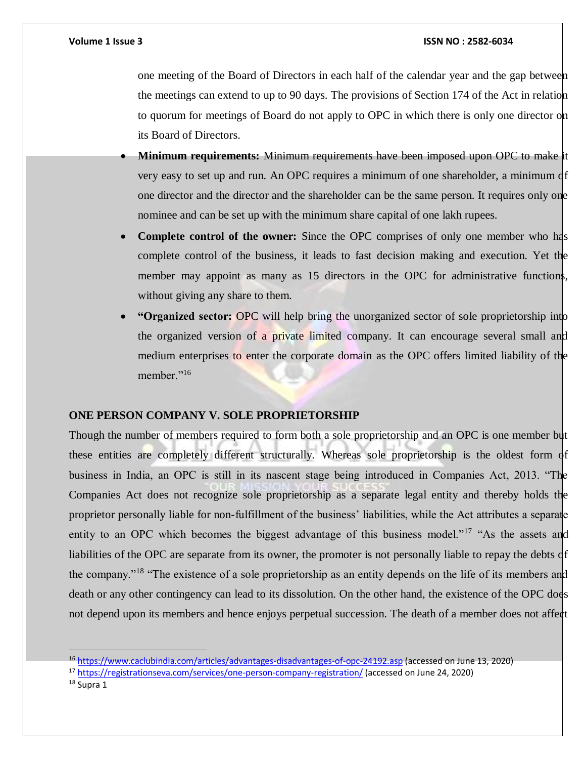one meeting of the Board of Directors in each half of the calendar year and the gap between the meetings can extend to up to 90 days. The provisions of Section 174 of the Act in relation to quorum for meetings of Board do not apply to OPC in which there is only one director on its Board of Directors.

- **Minimum requirements:** Minimum requirements have been imposed upon OPC to make it very easy to set up and run. An OPC requires a minimum of one shareholder, a minimum of one director and the director and the shareholder can be the same person. It requires only one nominee and can be set up with the minimum share capital of one lakh rupees.
- **Complete control of the owner:** Since the OPC comprises of only one member who has complete control of the business, it leads to fast decision making and execution. Yet the member may appoint as many as 15 directors in the OPC for administrative functions, without giving any share to them.
- **"Organized sector:** OPC will help bring the unorganized sector of sole proprietorship into the organized version of a private limited company. It can encourage several small and medium enterprises to enter the corporate domain as the OPC offers limited liability of the member."[16]

## ONE PERSON COMPANY V. SOLE PROPRIETORSHIP

Though the number of members required to form both a sole proprietorship and an OPC is one member but these entities are completely different structurally. Whereas sole proprietorship is the oldest form of business in India, an OPC is still in its nascent stage being introduced in Companies Act, 2013. "The Companies Act does not recognize sole proprietorship as a separate legal entity and thereby holds the proprietor personally liable for non-fulfillment of the business' liabilities, while the Act attributes a separate entity to an OPC which becomes the biggest advantage of this business model."[17] "As the assets and liabilities of the OPC are separate from its owner, the promoter is not personally liable to repay the debts of the company."[18] "The existence of a sole proprietorship as an entity depends on the life of its members and death or any other contingency can lead to its dissolution. On the other hand, the existence of the OPC does not depend upon its members and hence enjoys perpetual succession. The death of a member does not affect

---

[16] https://www.caclubindia.com/articles/advantages-disadvantages-of-opc-24192.asp (accessed on June 13, 2020)

[17] https://registrationseva.com/services/one-person-company-registration/ (accessed on June 24, 2020)

[18] Supra 1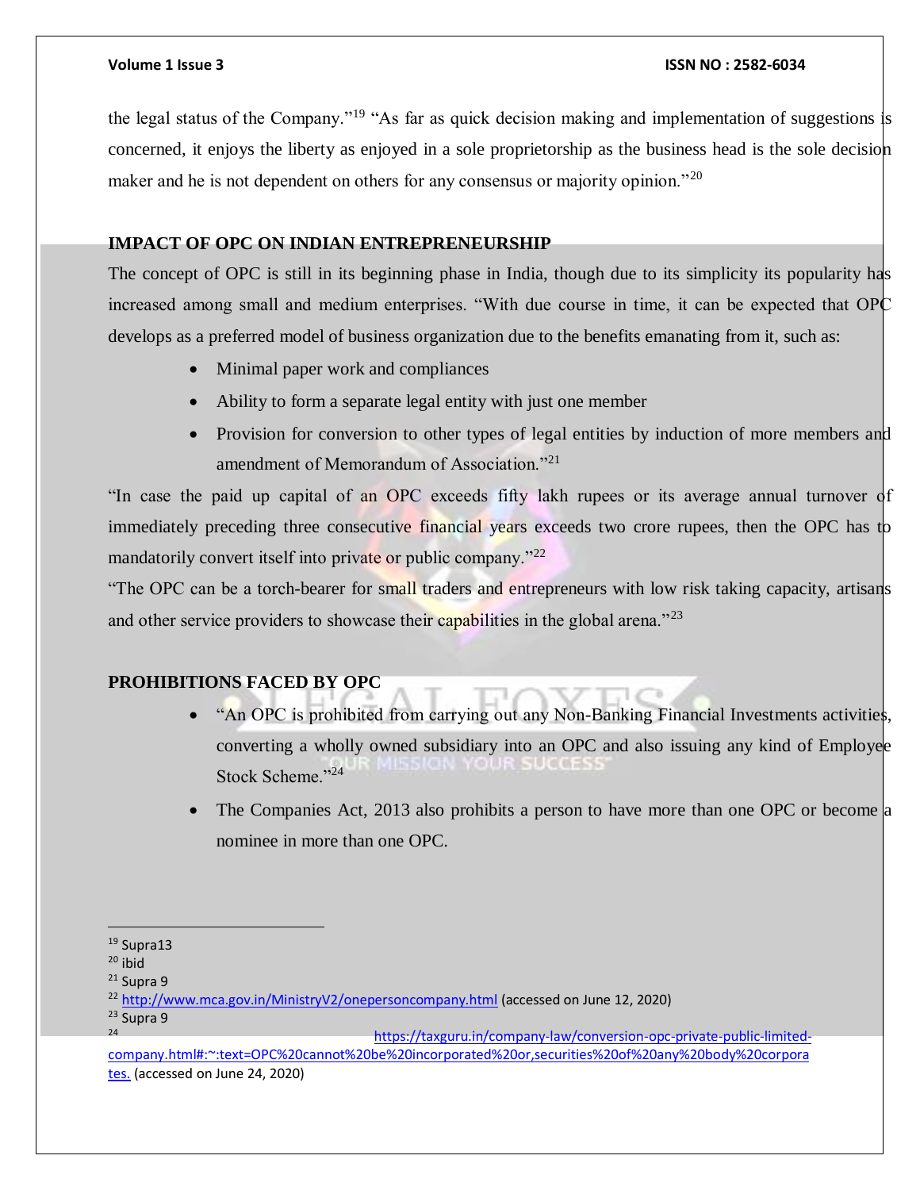the legal status of the Company."[19] "As far as quick decision making and implementation of suggestions is concerned, it enjoys the liberty as enjoyed in a sole proprietorship as the business head is the sole decision maker and he is not dependent on others for any consensus or majority opinion."[20]

## IMPACT OF OPC ON INDIAN ENTREPRENEURSHIP

The concept of OPC is still in its beginning phase in India, though due to its simplicity its popularity has increased among small and medium enterprises. "With due course in time, it can be expected that OPC develops as a preferred model of business organization due to the benefits emanating from it, such as:

- Minimal paper work and compliances
- Ability to form a separate legal entity with just one member
- Provision for conversion to other types of legal entities by induction of more members and amendment of Memorandum of Association."[21]

"In case the paid up capital of an OPC exceeds fifty lakh rupees or its average annual turnover of immediately preceding three consecutive financial years exceeds two crore rupees, then the OPC has to mandatorily convert itself into private or public company."[22]

"The OPC can be a torch-bearer for small traders and entrepreneurs with low risk taking capacity, artisans and other service providers to showcase their capabilities in the global arena."[23]

## PROHIBITIONS FACED BY OPC

- "An OPC is prohibited from carrying out any Non-Banking Financial Investments activities, converting a wholly owned subsidiary into an OPC and also issuing any kind of Employee Stock Scheme."[24]
- The Companies Act, 2013 also prohibits a person to have more than one OPC or become a nominee in more than one OPC.

---

[19] Supra13

[20] ibid

[21] Supra 9

[22] http://www.mca.gov.in/MinistryV2/onepersoncompany.html (accessed on June 12, 2020)

[23] Supra 9

[24] https://taxguru.in/company-law/conversion-opc-private-public-limited-company.html#:~:text=OPC%20cannot%20be%20incorporated%20or,securities%20of%20any%20body%20corporates. (accessed on June 24, 2020)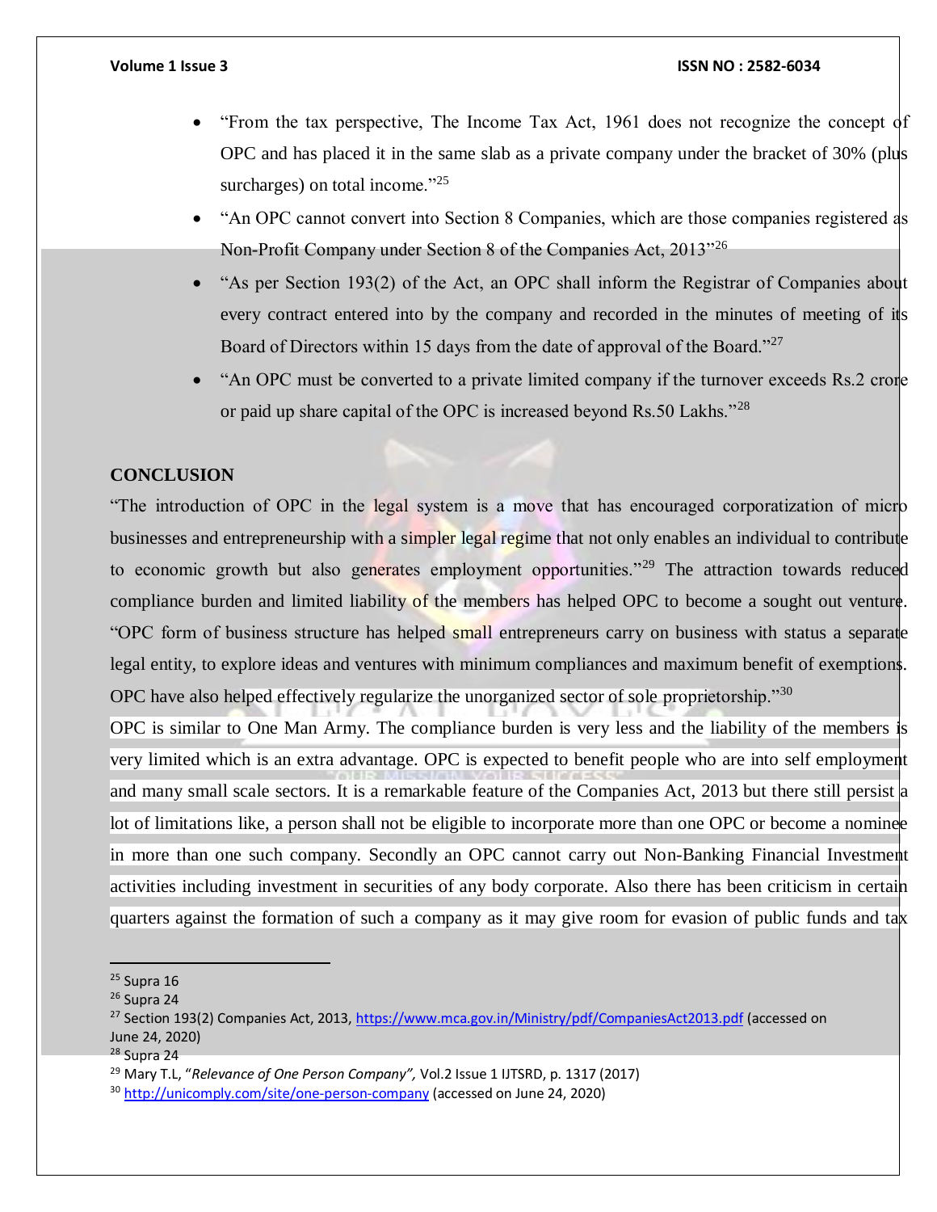- "From the tax perspective, The Income Tax Act, 1961 does not recognize the concept of OPC and has placed it in the same slab as a private company under the bracket of 30% (plus surcharges) on total income."[25]
- "An OPC cannot convert into Section 8 Companies, which are those companies registered as Non-Profit Company under Section 8 of the Companies Act, 2013"[26]
- "As per Section 193(2) of the Act, an OPC shall inform the Registrar of Companies about every contract entered into by the company and recorded in the minutes of meeting of its Board of Directors within 15 days from the date of approval of the Board."[27]
- "An OPC must be converted to a private limited company if the turnover exceeds Rs.2 crore or paid up share capital of the OPC is increased beyond Rs.50 Lakhs."[28]

## CONCLUSION

"The introduction of OPC in the legal system is a move that has encouraged corporatization of micro businesses and entrepreneurship with a simpler legal regime that not only enables an individual to contribute to economic growth but also generates employment opportunities."[29] The attraction towards reduced compliance burden and limited liability of the members has helped OPC to become a sought out venture. "OPC form of business structure has helped small entrepreneurs carry on business with status a separate legal entity, to explore ideas and ventures with minimum compliances and maximum benefit of exemptions. OPC have also helped effectively regularize the unorganized sector of sole proprietorship."[30]

OPC is similar to One Man Army. The compliance burden is very less and the liability of the members is very limited which is an extra advantage. OPC is expected to benefit people who are into self employment and many small scale sectors. It is a remarkable feature of the Companies Act, 2013 but there still persist a lot of limitations like, a person shall not be eligible to incorporate more than one OPC or become a nominee in more than one such company. Secondly an OPC cannot carry out Non-Banking Financial Investment activities including investment in securities of any body corporate. Also there has been criticism in certain quarters against the formation of such a company as it may give room for evasion of public funds and tax

---

[25] Supra 16

[26] Supra 24

[27] Section 193(2) Companies Act, 2013, https://www.mca.gov.in/Ministry/pdf/CompaniesAct2013.pdf (accessed on June 24, 2020)

[28] Supra 24

[29] Mary T.L, "*Relevance of One Person Company",* Vol.2 Issue 1 IJTSRD, p. 1317 (2017)

[30] http://unicomply.com/site/one-person-company (accessed on June 24, 2020)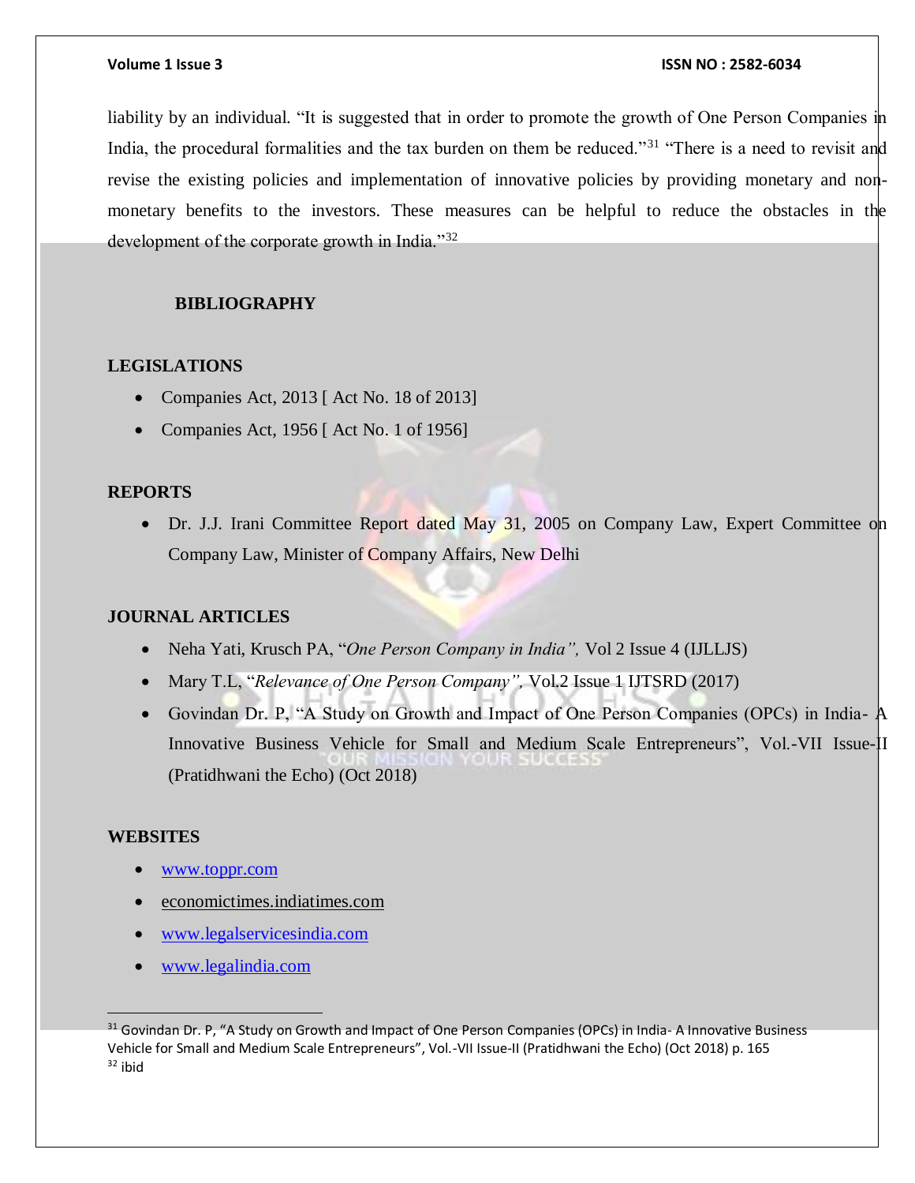liability by an individual. "It is suggested that in order to promote the growth of One Person Companies in India, the procedural formalities and the tax burden on them be reduced."[31] "There is a need to revisit and revise the existing policies and implementation of innovative policies by providing monetary and non-monetary benefits to the investors. These measures can be helpful to reduce the obstacles in the development of the corporate growth in India."[32]

## BIBLIOGRAPHY

### LEGISLATIONS

- Companies Act, 2013 [ Act No. 18 of 2013]
- Companies Act, 1956 [ Act No. 1 of 1956]

### REPORTS

- Dr. J.J. Irani Committee Report dated May 31, 2005 on Company Law, Expert Committee on Company Law, Minister of Company Affairs, New Delhi

### JOURNAL ARTICLES

- Neha Yati, Krusch PA, "*One Person Company in India",* Vol 2 Issue 4 (IJLLJS)
- Mary T.L, "*Relevance of One Person Company",* Vol.2 Issue 1 IJTSRD (2017)
- Govindan Dr. P, "A Study on Growth and Impact of One Person Companies (OPCs) in India- A Innovative Business Vehicle for Small and Medium Scale Entrepreneurs", Vol.-VII Issue-II (Pratidhwani the Echo) (Oct 2018)

### WEBSITES

- www.toppr.com
- economictimes.indiatimes.com
- www.legalservicesindia.com
- www.legalindia.com

---

[31] Govindan Dr. P, "A Study on Growth and Impact of One Person Companies (OPCs) in India- A Innovative Business Vehicle for Small and Medium Scale Entrepreneurs", Vol.-VII Issue-II (Pratidhwani the Echo) (Oct 2018) p. 165

[32] ibid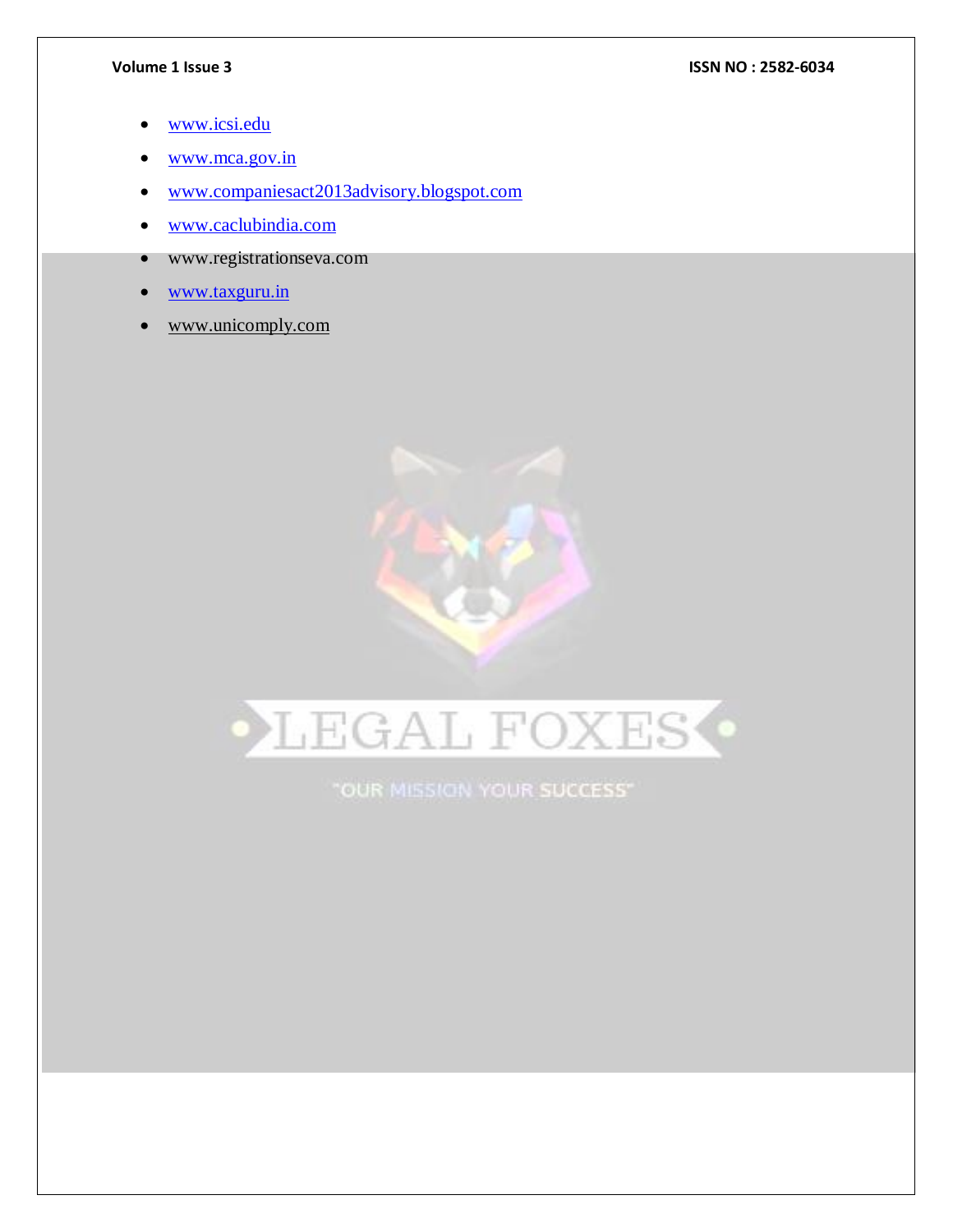- www.icsi.edu
- www.mca.gov.in
- www.companiesact2013advisory.blogspot.com
- www.caclubindia.com
- www.registrationseva.com
- www.taxguru.in
- www.unicomply.com